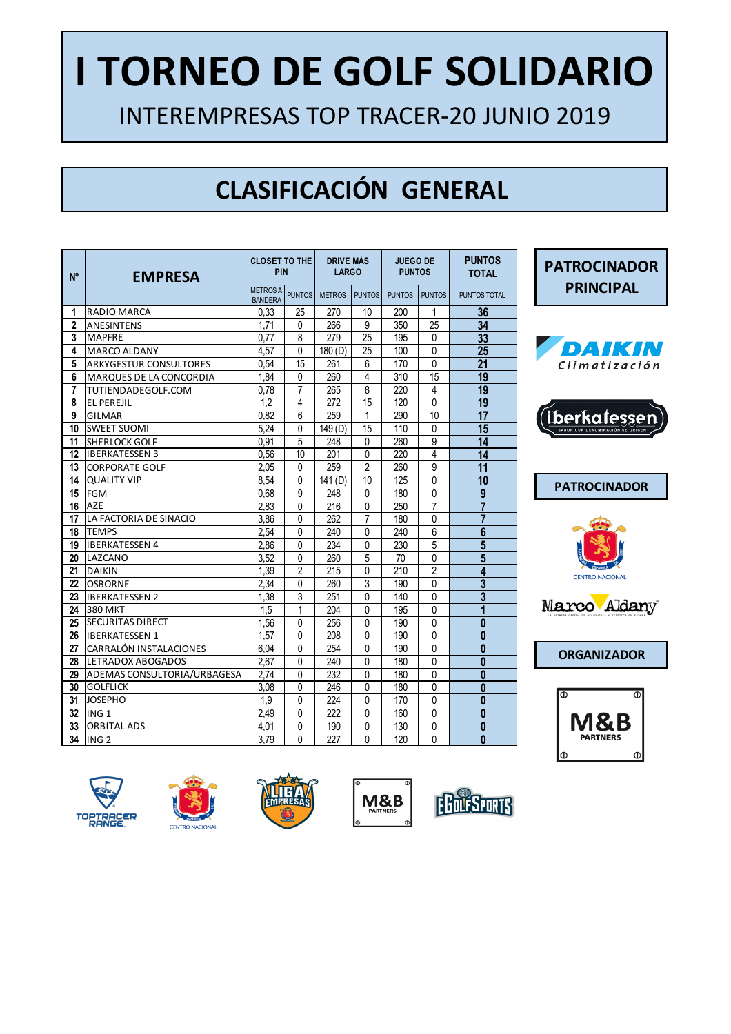# I TORNEO DE GOLF SOLIDARIO

INTEREMPRESAS TOP TRACER-20 JUNIO 2019

## CLASIFICACIÓN GENERAL

| Nº | EMPRESA | CLOSET TO THE PIN | | DRIVE MÁS LARGO | | JUEGO DE PUNTOS | | PUNTOS TOTAL |
|---|---|---|---|---|---|---|---|---|
| | | METROS A BANDERA | PUNTOS | METROS | PUNTOS | PUNTOS | PUNTOS | PUNTOS TOTAL |
| 1 | RADIO MARCA | 0,33 | 25 | 270 | 10 | 200 | 1 | **36** |
| 2 | ANESINTENS | 1,71 | 0 | 266 | 9 | 350 | 25 | **34** |
| 3 | MAPFRE | 0,77 | 8 | 279 | 25 | 195 | 0 | **33** |
| 4 | MARCO ALDANY | 4,57 | 0 | 180 (D) | 25 | 100 | 0 | **25** |
| 5 | ARKYGESTUR CONSULTORES | 0,54 | 15 | 261 | 6 | 170 | 0 | **21** |
| 6 | MARQUES DE LA CONCORDIA | 1,84 | 0 | 260 | 4 | 310 | 15 | **19** |
| 7 | TUTIENDADEGOLF.COM | 0,78 | 7 | 265 | 8 | 220 | 4 | **19** |
| 8 | EL PEREJIL | 1,2 | 4 | 272 | 15 | 120 | 0 | **19** |
| 9 | GILMAR | 0,82 | 6 | 259 | 1 | 290 | 10 | **17** |
| 10 | SWEET SUOMI | 5,24 | 0 | 149 (D) | 15 | 110 | 0 | **15** |
| 11 | SHERLOCK GOLF | 0,91 | 5 | 248 | 0 | 260 | 9 | **14** |
| 12 | IBERKATESSEN 3 | 0,56 | 10 | 201 | 0 | 220 | 4 | **14** |
| 13 | CORPORATE GOLF | 2,05 | 0 | 259 | 2 | 260 | 9 | **11** |
| 14 | QUALITY VIP | 8,54 | 0 | 141 (D) | 10 | 125 | 0 | **10** |
| 15 | FGM | 0,68 | 9 | 248 | 0 | 180 | 0 | **9** |
| 16 | AZE | 2,83 | 0 | 216 | 0 | 250 | 7 | **7** |
| 17 | LA FACTORIA DE SINACIO | 3,86 | 0 | 262 | 7 | 180 | 0 | **7** |
| 18 | TEMPS | 2,54 | 0 | 240 | 0 | 240 | 6 | **6** |
| 19 | IBERKATESSEN 4 | 2,86 | 0 | 234 | 0 | 230 | 5 | **5** |
| 20 | LAZCANO | 3,52 | 0 | 260 | 5 | 70 | 0 | **5** |
| 21 | DAIKIN | 1,39 | 2 | 215 | 0 | 210 | 2 | **4** |
| 22 | OSBORNE | 2,34 | 0 | 260 | 3 | 190 | 0 | **3** |
| 23 | IBERKATESSEN 2 | 1,38 | 3 | 251 | 0 | 140 | 0 | **3** |
| 24 | 380 MKT | 1,5 | 1 | 204 | 0 | 195 | 0 | **1** |
| 25 | SECURITAS DIRECT | 1,56 | 0 | 256 | 0 | 190 | 0 | **0** |
| 26 | IBERKATESSEN 1 | 1,57 | 0 | 208 | 0 | 190 | 0 | **0** |
| 27 | CARRALÓN INSTALACIONES | 6,04 | 0 | 254 | 0 | 190 | 0 | **0** |
| 28 | LETRADOX ABOGADOS | 2,67 | 0 | 240 | 0 | 180 | 0 | **0** |
| 29 | ADEMAS CONSULTORIA/URBAGESA | 2,74 | 0 | 232 | 0 | 180 | 0 | **0** |
| 30 | GOLFLICK | 3,08 | 0 | 246 | 0 | 180 | 0 | **0** |
| 31 | JOSEPHO | 1,9 | 0 | 224 | 0 | 170 | 0 | **0** |
| 32 | ING 1 | 2,49 | 0 | 222 | 0 | 160 | 0 | **0** |
| 33 | ORBITAL ADS | 4,01 | 0 | 190 | 0 | 130 | 0 | **0** |
| 34 | ING 2 | 3,79 | 0 | 227 | 0 | 120 | 0 | **0** |

**PATROCINADOR PRINCIPAL**

DAIKIN Climatización

iberkatessen

**PATROCINADOR**

CENTRO NACIONAL

Marco Aldany

**ORGANIZADOR**

M&B PARTNERS

TOPTRACER RANGE · CENTRO NACIONAL · LIGA EMPRESAS · M&B PARTNERS · EGOLFSPORTS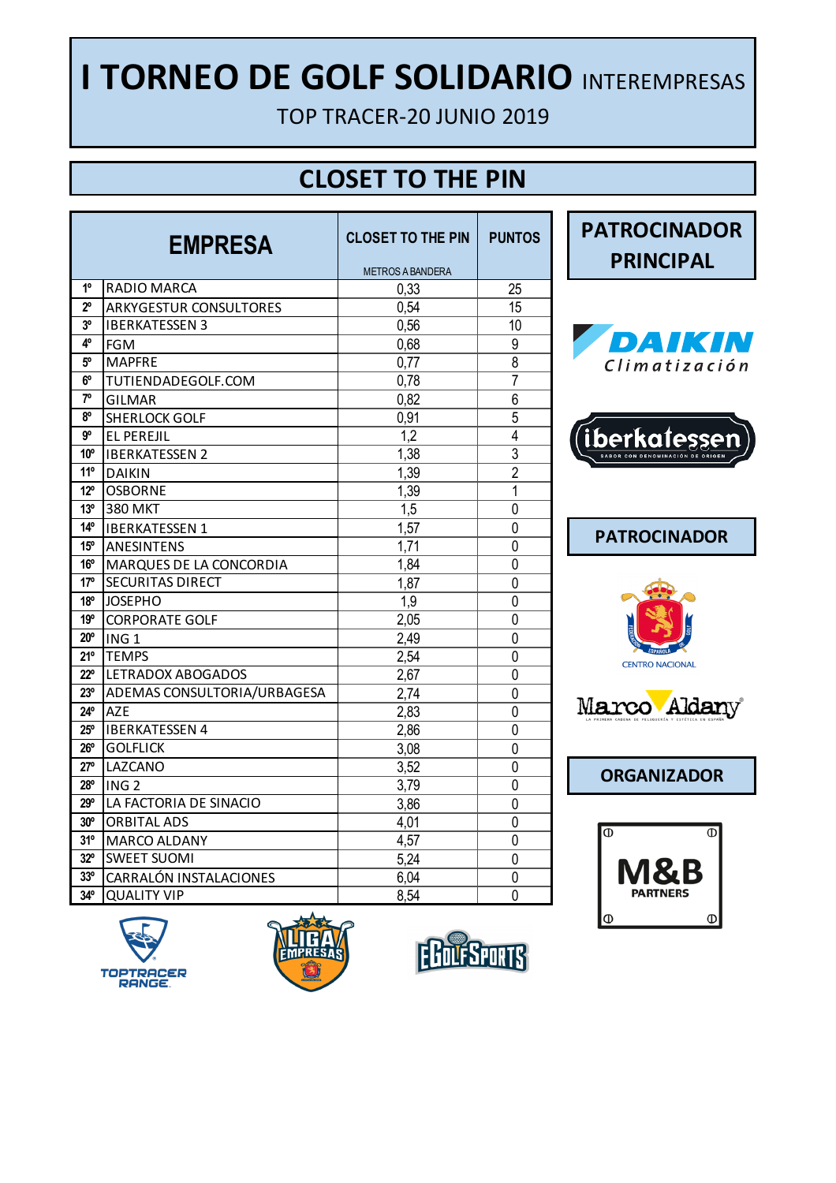# I TORNEO DE GOLF SOLIDARIO INTEREMPRESAS

TOP TRACER-20 JUNIO 2019

## CLOSET TO THE PIN

| | EMPRESA | CLOSET TO THE PIN<br>METROS A BANDERA | PUNTOS |
|---|---|---|---|
| 1º | RADIO MARCA | 0,33 | 25 |
| 2º | ARKYGESTUR CONSULTORES | 0,54 | 15 |
| 3º | IBERKATESSEN 3 | 0,56 | 10 |
| 4º | FGM | 0,68 | 9 |
| 5º | MAPFRE | 0,77 | 8 |
| 6º | TUTIENDADEGOLF.COM | 0,78 | 7 |
| 7º | GILMAR | 0,82 | 6 |
| 8º | SHERLOCK GOLF | 0,91 | 5 |
| 9º | EL PEREJIL | 1,2 | 4 |
| 10º | IBERKATESSEN 2 | 1,38 | 3 |
| 11º | DAIKIN | 1,39 | 2 |
| 12º | OSBORNE | 1,39 | 1 |
| 13º | 380 MKT | 1,5 | 0 |
| 14º | IBERKATESSEN 1 | 1,57 | 0 |
| 15º | ANESINTENS | 1,71 | 0 |
| 16º | MARQUES DE LA CONCORDIA | 1,84 | 0 |
| 17º | SECURITAS DIRECT | 1,87 | 0 |
| 18º | JOSEPHO | 1,9 | 0 |
| 19º | CORPORATE GOLF | 2,05 | 0 |
| 20º | ING 1 | 2,49 | 0 |
| 21º | TEMPS | 2,54 | 0 |
| 22º | LETRADOX ABOGADOS | 2,67 | 0 |
| 23º | ADEMAS CONSULTORIA/URBAGESA | 2,74 | 0 |
| 24º | AZE | 2,83 | 0 |
| 25º | IBERKATESSEN 4 | 2,86 | 0 |
| 26º | GOLFLICK | 3,08 | 0 |
| 27º | LAZCANO | 3,52 | 0 |
| 28º | ING 2 | 3,79 | 0 |
| 29º | LA FACTORIA DE SINACIO | 3,86 | 0 |
| 30º | ORBITAL ADS | 4,01 | 0 |
| 31º | MARCO ALDANY | 4,57 | 0 |
| 32º | SWEET SUOMI | 5,24 | 0 |
| 33º | CARRALÓN INSTALACIONES | 6,04 | 0 |
| 34º | QUALITY VIP | 8,54 | 0 |

**PATROCINADOR PRINCIPAL**

DAIKIN Climatización

iberkatessen

**PATROCINADOR**

CENTRO NACIONAL

Marco Aldany

**ORGANIZADOR**

M&B PARTNERS

TOPTRACER RANGE

LIGA EMPRESAS

EGOLFSPORTS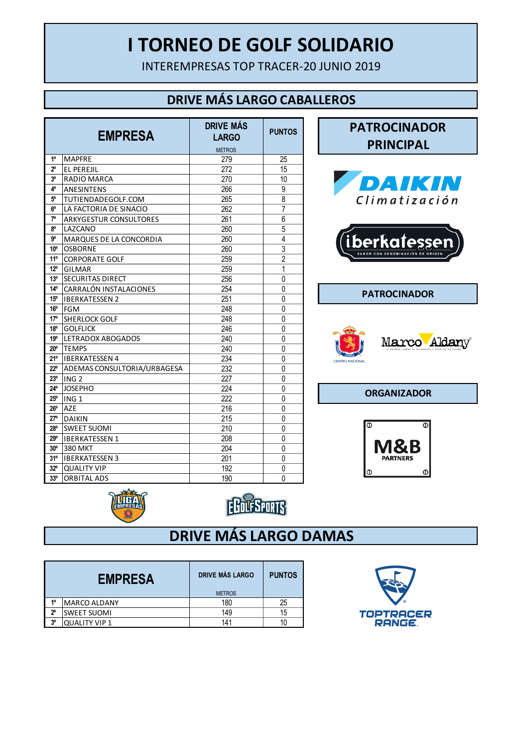# I TORNEO DE GOLF SOLIDARIO

INTEREMPRESAS TOP TRACER-20 JUNIO 2019

## DRIVE MÁS LARGO CABALLEROS

| | EMPRESA | DRIVE MÁS LARGO METROS | PUNTOS |
|---|---|---|---|
| 1º | MAPFRE | 279 | 25 |
| 2º | EL PEREJIL | 272 | 15 |
| 3º | RADIO MARCA | 270 | 10 |
| 4º | ANESINTENS | 266 | 9 |
| 5º | TUTIENDADEGOLF.COM | 265 | 8 |
| 6º | LA FACTORIA DE SINACIO | 262 | 7 |
| 7º | ARKYGESTUR CONSULTORES | 261 | 6 |
| 8º | LAZCANO | 260 | 5 |
| 9º | MARQUES DE LA CONCORDIA | 260 | 4 |
| 10º | OSBORNE | 260 | 3 |
| 11º | CORPORATE GOLF | 259 | 2 |
| 12º | GILMAR | 259 | 1 |
| 13º | SECURITAS DIRECT | 256 | 0 |
| 14º | CARRALÓN INSTALACIONES | 254 | 0 |
| 15º | IBERKATESSEN 2 | 251 | 0 |
| 16º | FGM | 248 | 0 |
| 17º | SHERLOCK GOLF | 248 | 0 |
| 18º | GOLFLICK | 246 | 0 |
| 19º | LETRADOX ABOGADOS | 240 | 0 |
| 20º | TEMPS | 240 | 0 |
| 21º | IBERKATESSEN 4 | 234 | 0 |
| 22º | ADEMAS CONSULTORIA/URBAGESA | 232 | 0 |
| 23º | ING 2 | 227 | 0 |
| 24º | JOSEPHO | 224 | 0 |
| 25º | ING 1 | 222 | 0 |
| 26º | AZE | 216 | 0 |
| 27º | DAIKIN | 215 | 0 |
| 28º | SWEET SUOMI | 210 | 0 |
| 29º | IBERKATESSEN 1 | 208 | 0 |
| 30º | 380 MKT | 204 | 0 |
| 31º | IBERKATESSEN 3 | 201 | 0 |
| 32º | QUALITY VIP | 192 | 0 |
| 33º | ORBITAL ADS | 190 | 0 |

**PATROCINADOR PRINCIPAL**

DAIKIN Climatización

iberkatessen SABOR CON DENOMINACIÓN DE ORIGEN

**PATROCINADOR**

CENTRO NACIONAL

Marco Aldany

**ORGANIZADOR**

M&B PARTNERS

## DRIVE MÁS LARGO DAMAS

| | EMPRESA | DRIVE MÁS LARGO METROS | PUNTOS |
|---|---|---|---|
| 1º | MARCO ALDANY | 180 | 25 |
| 2º | SWEET SUOMI | 149 | 15 |
| 3º | QUALITY VIP 1 | 141 | 10 |

TOPTRACER RANGE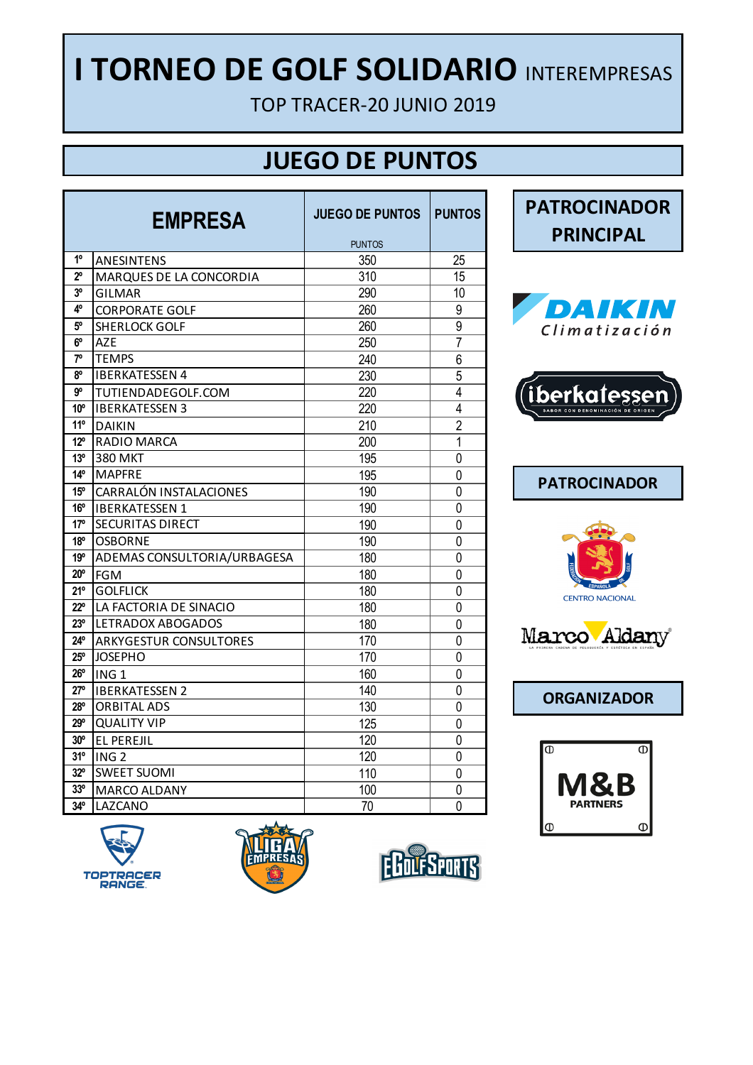# I TORNEO DE GOLF SOLIDARIO INTEREMPRESAS

TOP TRACER-20 JUNIO 2019

## JUEGO DE PUNTOS

| | EMPRESA | JUEGO DE PUNTOS<br>PUNTOS | PUNTOS |
|---|---|---|---|
| 1º | ANESINTENS | 350 | 25 |
| 2º | MARQUES DE LA CONCORDIA | 310 | 15 |
| 3º | GILMAR | 290 | 10 |
| 4º | CORPORATE GOLF | 260 | 9 |
| 5º | SHERLOCK GOLF | 260 | 9 |
| 6º | AZE | 250 | 7 |
| 7º | TEMPS | 240 | 6 |
| 8º | IBERKATESSEN 4 | 230 | 5 |
| 9º | TUTIENDADEGOLF.COM | 220 | 4 |
| 10º | IBERKATESSEN 3 | 220 | 4 |
| 11º | DAIKIN | 210 | 2 |
| 12º | RADIO MARCA | 200 | 1 |
| 13º | 380 MKT | 195 | 0 |
| 14º | MAPFRE | 195 | 0 |
| 15º | CARRALÓN INSTALACIONES | 190 | 0 |
| 16º | IBERKATESSEN 1 | 190 | 0 |
| 17º | SECURITAS DIRECT | 190 | 0 |
| 18º | OSBORNE | 190 | 0 |
| 19º | ADEMAS CONSULTORIA/URBAGESA | 180 | 0 |
| 20º | FGM | 180 | 0 |
| 21º | GOLFLICK | 180 | 0 |
| 22º | LA FACTORIA DE SINACIO | 180 | 0 |
| 23º | LETRADOX ABOGADOS | 180 | 0 |
| 24º | ARKYGESTUR CONSULTORES | 170 | 0 |
| 25º | JOSEPHO | 170 | 0 |
| 26º | ING 1 | 160 | 0 |
| 27º | IBERKATESSEN 2 | 140 | 0 |
| 28º | ORBITAL ADS | 130 | 0 |
| 29º | QUALITY VIP | 125 | 0 |
| 30º | EL PEREJIL | 120 | 0 |
| 31º | ING 2 | 120 | 0 |
| 32º | SWEET SUOMI | 110 | 0 |
| 33º | MARCO ALDANY | 100 | 0 |
| 34º | LAZCANO | 70 | 0 |

**PATROCINADOR PRINCIPAL**

DAIKIN Climatización

iberkatessen

**PATROCINADOR**

CENTRO NACIONAL

Marco Aldany

**ORGANIZADOR**

M&B PARTNERS

TOPTRACER RANGE

LIGA EMPRESAS

EGOLFSPORTS